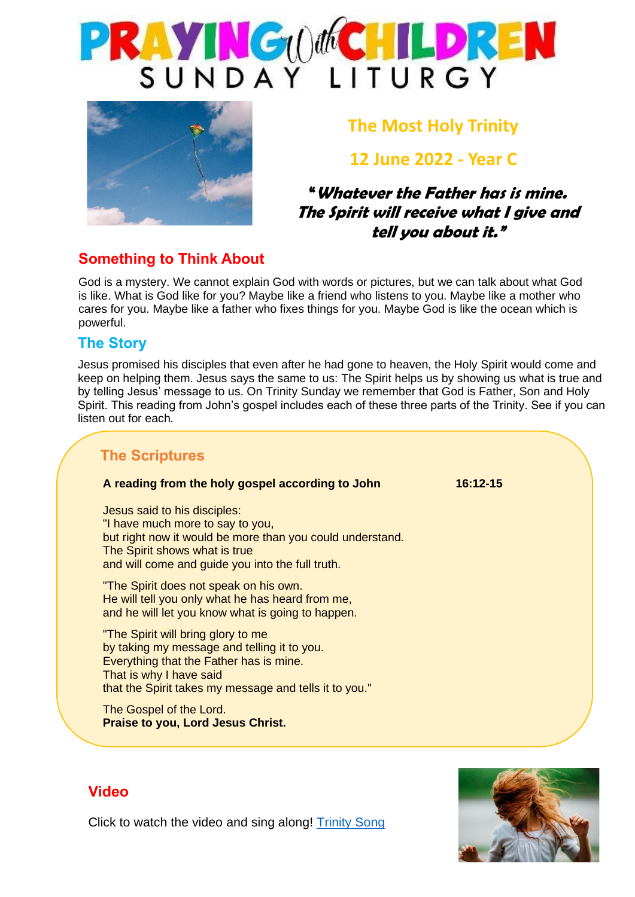# PRAYING with CHILDREN
## SUNDAY LITURGY

## The Most Holy Trinity

## 12 June 2022 - Year C

***"Whatever the Father has is mine. The Spirit will receive what I give and tell you about it."***

## Something to Think About

God is a mystery. We cannot explain God with words or pictures, but we can talk about what God is like. What is God like for you? Maybe like a friend who listens to you. Maybe like a mother who cares for you. Maybe like a father who fixes things for you. Maybe God is like the ocean which is powerful.

## The Story

Jesus promised his disciples that even after he had gone to heaven, the Holy Spirit would come and keep on helping them. Jesus says the same to us: The Spirit helps us by showing us what is true and by telling Jesus' message to us. On Trinity Sunday we remember that God is Father, Son and Holy Spirit. This reading from John's gospel includes each of these three parts of the Trinity. See if you can listen out for each.

## The Scriptures

**A reading from the holy gospel according to John** **16:12-15**

Jesus said to his disciples:
"I have much more to say to you,
but right now it would be more than you could understand.
The Spirit shows what is true
and will come and guide you into the full truth.

"The Spirit does not speak on his own.
He will tell you only what he has heard from me,
and he will let you know what is going to happen.

"The Spirit will bring glory to me
by taking my message and telling it to you.
Everything that the Father has is mine.
That is why I have said
that the Spirit takes my message and tells it to you."

The Gospel of the Lord.
**Praise to you, Lord Jesus Christ.**

## Video

Click to watch the video and sing along! Trinity Song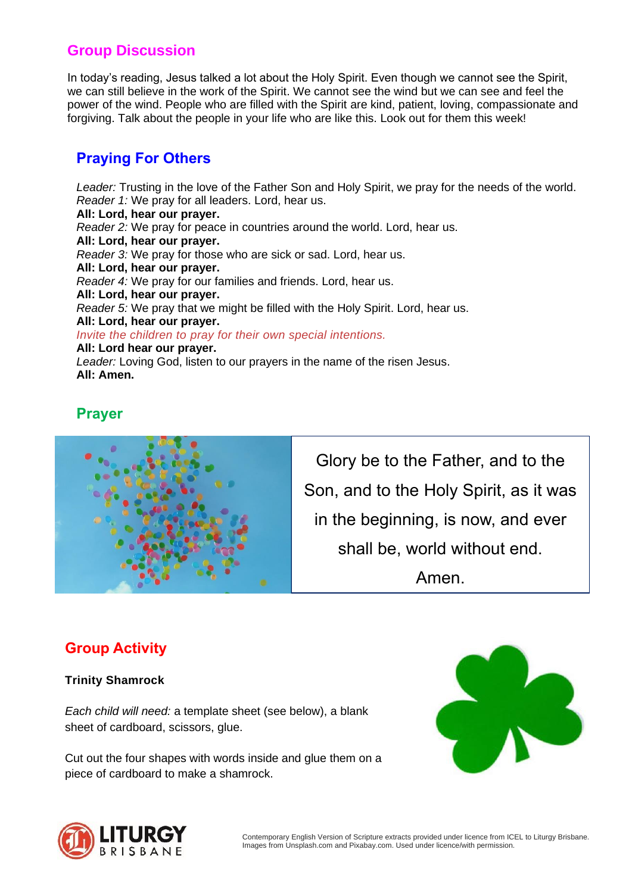## Group Discussion

In today's reading, Jesus talked a lot about the Holy Spirit. Even though we cannot see the Spirit, we can still believe in the work of the Spirit. We cannot see the wind but we can see and feel the power of the wind. People who are filled with the Spirit are kind, patient, loving, compassionate and forgiving. Talk about the people in your life who are like this. Look out for them this week!

## Praying For Others

*Leader:* Trusting in the love of the Father Son and Holy Spirit, we pray for the needs of the world.
*Reader 1:* We pray for all leaders. Lord, hear us.
**All: Lord, hear our prayer.**
*Reader 2:* We pray for peace in countries around the world. Lord, hear us.
**All: Lord, hear our prayer.**
*Reader 3:* We pray for those who are sick or sad. Lord, hear us.
**All: Lord, hear our prayer.**
*Reader 4:* We pray for our families and friends. Lord, hear us.
**All: Lord, hear our prayer.**
*Reader 5:* We pray that we might be filled with the Holy Spirit. Lord, hear us.
**All: Lord, hear our prayer.**
*Invite the children to pray for their own special intentions.*
**All: Lord hear our prayer.**
*Leader:* Loving God, listen to our prayers in the name of the risen Jesus.
**All: Amen.**

## Prayer

Glory be to the Father, and to the Son, and to the Holy Spirit, as it was in the beginning, is now, and ever shall be, world without end. Amen.

## Group Activity

**Trinity Shamrock**

*Each child will need:* a template sheet (see below), a blank sheet of cardboard, scissors, glue.

Cut out the four shapes with words inside and glue them on a piece of cardboard to make a shamrock.

Contemporary English Version of Scripture extracts provided under licence from ICEL to Liturgy Brisbane. Images from Unsplash.com and Pixabay.com. Used under licence/with permission.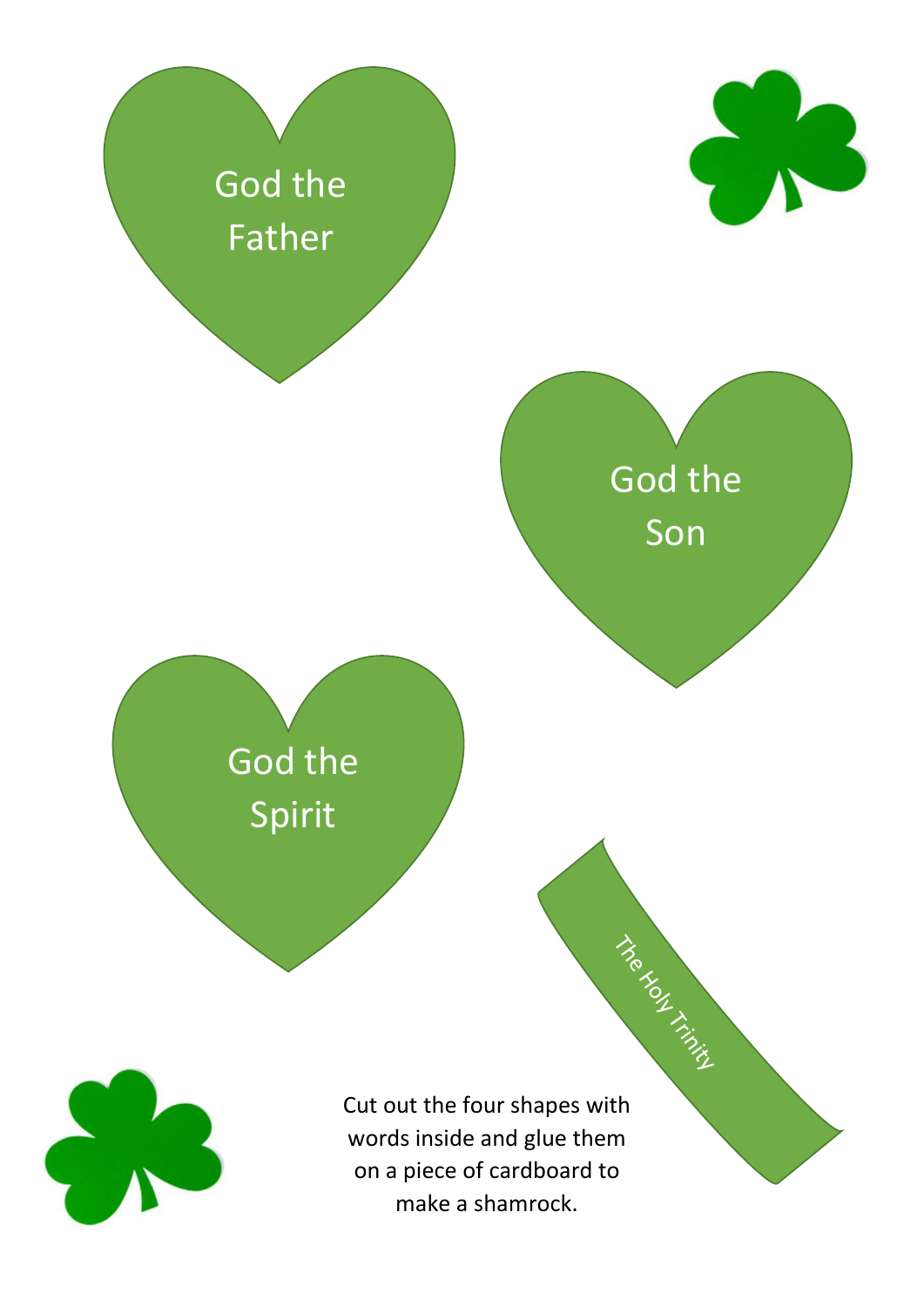God the Father

God the Son

God the Spirit

The Holy Trinity

Cut out the four shapes with words inside and glue them on a piece of cardboard to make a shamrock.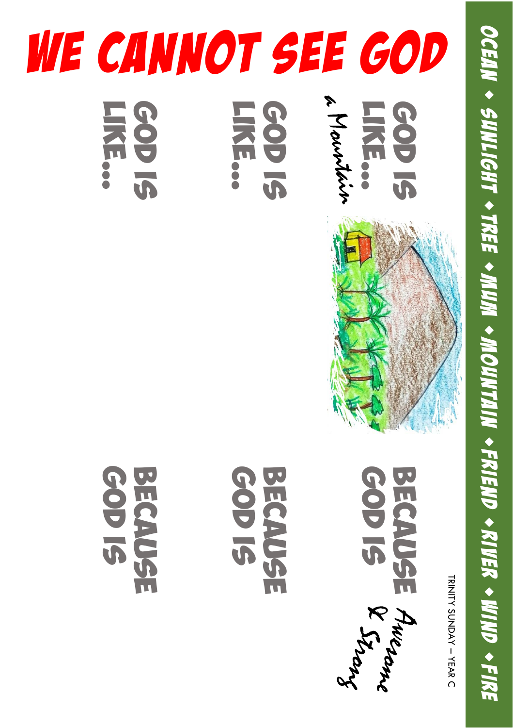# WE CANNOT SEE GOD

OCEAN ◆ SUNLIGHT ◆ TREE ◆ MUM ◆ MOUNTAIN ◆ FRIEND ◆ RIVER ◆ WIND ◆ FIRE

TRINITY SUNDAY – YEAR C

GOD IS LIKE... a Mountain

BECAUSE GOD IS Awesome & Strong

GOD IS LIKE...

BECAUSE GOD IS

GOD IS LIKE...

BECAUSE GOD IS